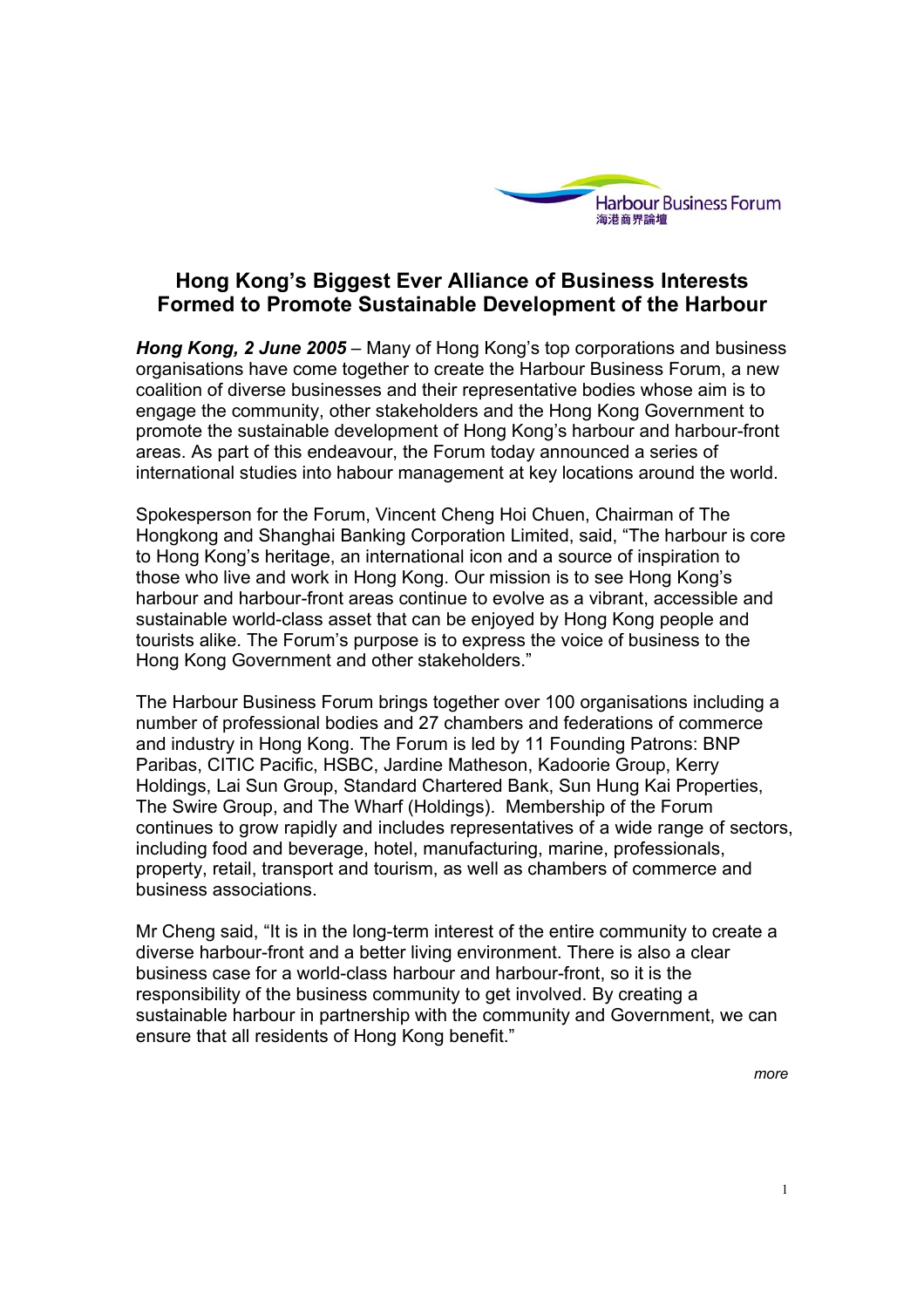Harbour Business Forum
海港商界論壇

# Hong Kong's Biggest Ever Alliance of Business Interests Formed to Promote Sustainable Development of the Harbour

***Hong Kong, 2 June 2005*** – Many of Hong Kong's top corporations and business organisations have come together to create the Harbour Business Forum, a new coalition of diverse businesses and their representative bodies whose aim is to engage the community, other stakeholders and the Hong Kong Government to promote the sustainable development of Hong Kong's harbour and harbour-front areas. As part of this endeavour, the Forum today announced a series of international studies into habour management at key locations around the world.

Spokesperson for the Forum, Vincent Cheng Hoi Chuen, Chairman of The Hongkong and Shanghai Banking Corporation Limited, said, "The harbour is core to Hong Kong's heritage, an international icon and a source of inspiration to those who live and work in Hong Kong. Our mission is to see Hong Kong's harbour and harbour-front areas continue to evolve as a vibrant, accessible and sustainable world-class asset that can be enjoyed by Hong Kong people and tourists alike. The Forum's purpose is to express the voice of business to the Hong Kong Government and other stakeholders."

The Harbour Business Forum brings together over 100 organisations including a number of professional bodies and 27 chambers and federations of commerce and industry in Hong Kong. The Forum is led by 11 Founding Patrons: BNP Paribas, CITIC Pacific, HSBC, Jardine Matheson, Kadoorie Group, Kerry Holdings, Lai Sun Group, Standard Chartered Bank, Sun Hung Kai Properties, The Swire Group, and The Wharf (Holdings). Membership of the Forum continues to grow rapidly and includes representatives of a wide range of sectors, including food and beverage, hotel, manufacturing, marine, professionals, property, retail, transport and tourism, as well as chambers of commerce and business associations.

Mr Cheng said, "It is in the long-term interest of the entire community to create a diverse harbour-front and a better living environment. There is also a clear business case for a world-class harbour and harbour-front, so it is the responsibility of the business community to get involved. By creating a sustainable harbour in partnership with the community and Government, we can ensure that all residents of Hong Kong benefit."

*more*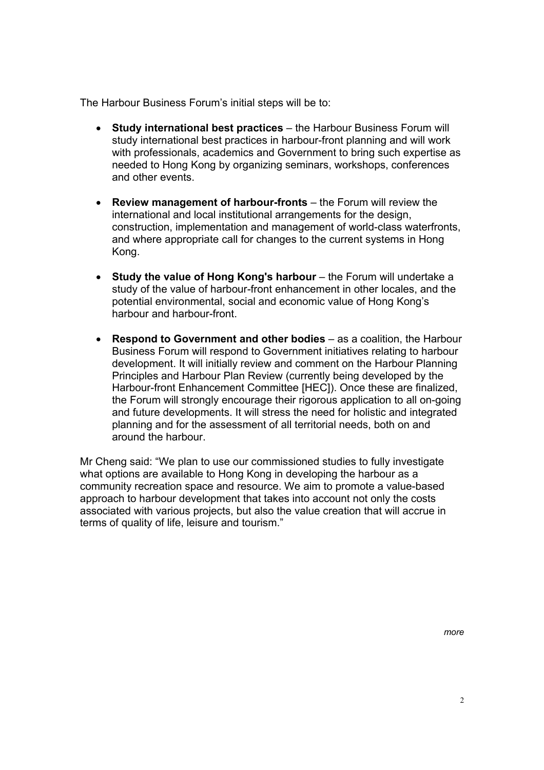The Harbour Business Forum's initial steps will be to:

- **Study international best practices** – the Harbour Business Forum will study international best practices in harbour-front planning and will work with professionals, academics and Government to bring such expertise as needed to Hong Kong by organizing seminars, workshops, conferences and other events.

- **Review management of harbour-fronts** – the Forum will review the international and local institutional arrangements for the design, construction, implementation and management of world-class waterfronts, and where appropriate call for changes to the current systems in Hong Kong.

- **Study the value of Hong Kong's harbour** – the Forum will undertake a study of the value of harbour-front enhancement in other locales, and the potential environmental, social and economic value of Hong Kong's harbour and harbour-front.

- **Respond to Government and other bodies** – as a coalition, the Harbour Business Forum will respond to Government initiatives relating to harbour development. It will initially review and comment on the Harbour Planning Principles and Harbour Plan Review (currently being developed by the Harbour-front Enhancement Committee [HEC]). Once these are finalized, the Forum will strongly encourage their rigorous application to all on-going and future developments. It will stress the need for holistic and integrated planning and for the assessment of all territorial needs, both on and around the harbour.

Mr Cheng said: "We plan to use our commissioned studies to fully investigate what options are available to Hong Kong in developing the harbour as a community recreation space and resource. We aim to promote a value-based approach to harbour development that takes into account not only the costs associated with various projects, but also the value creation that will accrue in terms of quality of life, leisure and tourism."

*more*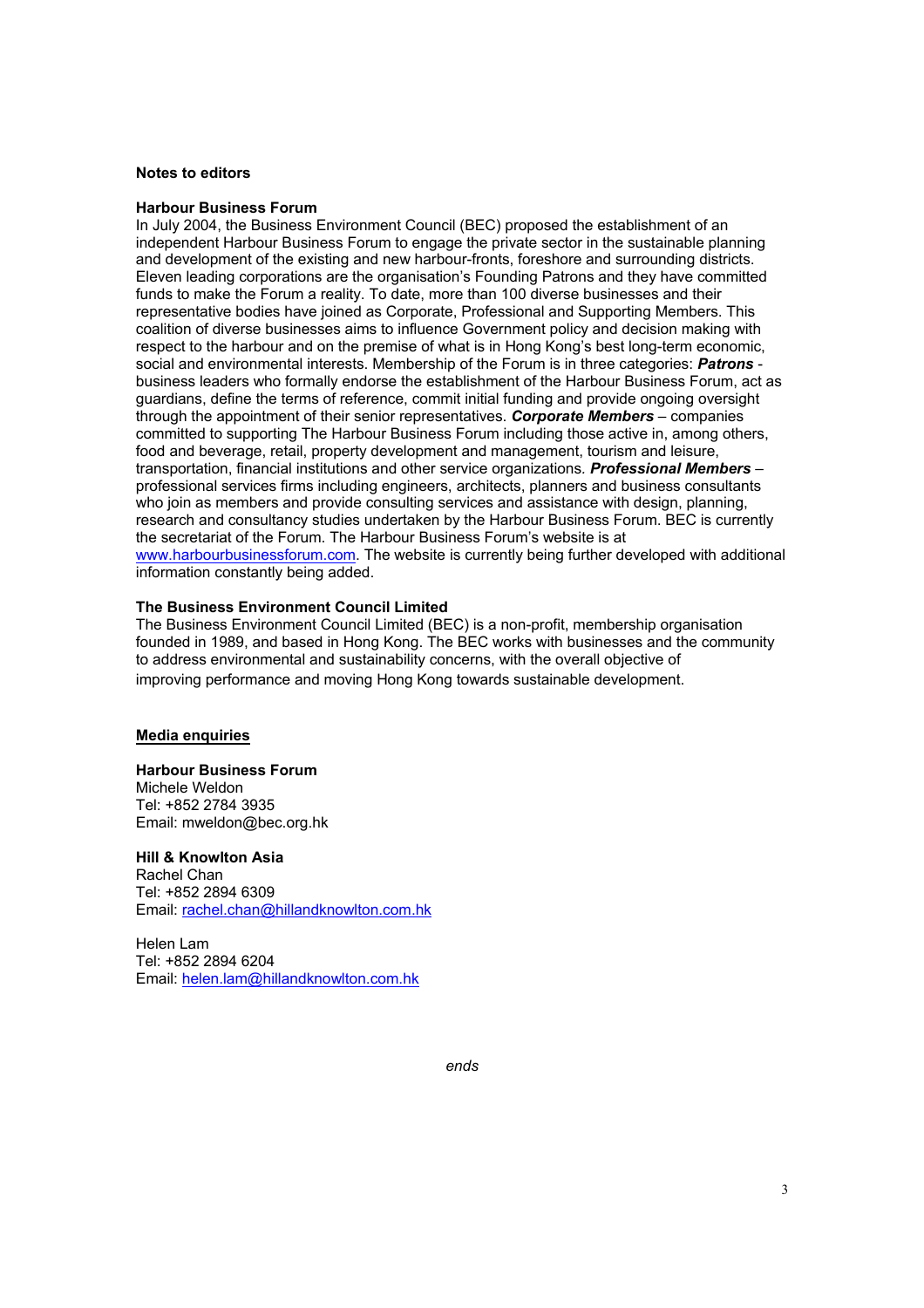**Notes to editors**

**Harbour Business Forum**
In July 2004, the Business Environment Council (BEC) proposed the establishment of an independent Harbour Business Forum to engage the private sector in the sustainable planning and development of the existing and new harbour-fronts, foreshore and surrounding districts. Eleven leading corporations are the organisation's Founding Patrons and they have committed funds to make the Forum a reality. To date, more than 100 diverse businesses and their representative bodies have joined as Corporate, Professional and Supporting Members. This coalition of diverse businesses aims to influence Government policy and decision making with respect to the harbour and on the premise of what is in Hong Kong's best long-term economic, social and environmental interests. Membership of the Forum is in three categories: ***Patrons*** - business leaders who formally endorse the establishment of the Harbour Business Forum, act as guardians, define the terms of reference, commit initial funding and provide ongoing oversight through the appointment of their senior representatives. ***Corporate Members*** – companies committed to supporting The Harbour Business Forum including those active in, among others, food and beverage, retail, property development and management, tourism and leisure, transportation, financial institutions and other service organizations. ***Professional Members*** – professional services firms including engineers, architects, planners and business consultants who join as members and provide consulting services and assistance with design, planning, research and consultancy studies undertaken by the Harbour Business Forum. BEC is currently the secretariat of the Forum. The Harbour Business Forum's website is at www.harbourbusinessforum.com. The website is currently being further developed with additional information constantly being added.

**The Business Environment Council Limited**
The Business Environment Council Limited (BEC) is a non-profit, membership organisation founded in 1989, and based in Hong Kong. The BEC works with businesses and the community to address environmental and sustainability concerns, with the overall objective of improving performance and moving Hong Kong towards sustainable development.

**Media enquiries**

**Harbour Business Forum**
Michele Weldon
Tel: +852 2784 3935
Email: mweldon@bec.org.hk

**Hill & Knowlton Asia**
Rachel Chan
Tel: +852 2894 6309
Email: rachel.chan@hillandknowlton.com.hk

Helen Lam
Tel: +852 2894 6204
Email: helen.lam@hillandknowlton.com.hk

*ends*